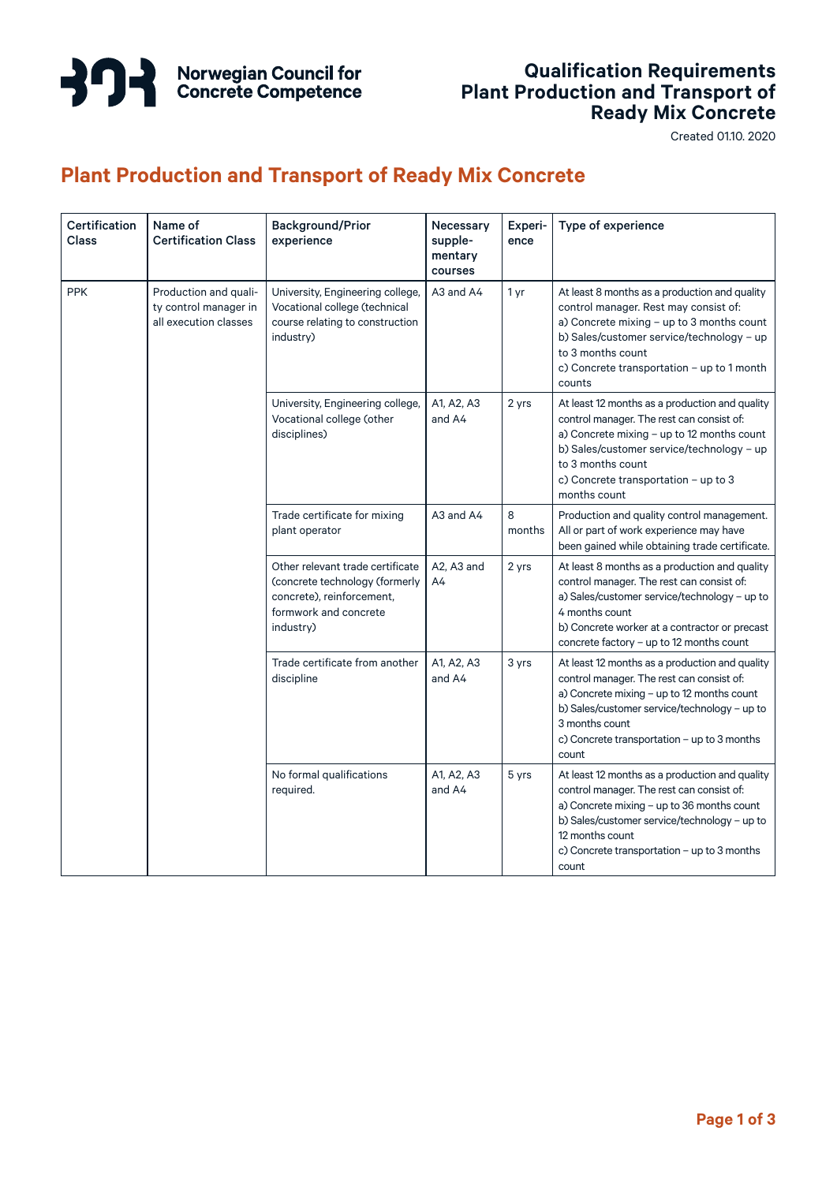Norwegian Council for Concrete Competence

**Qualification Requirements**
**Plant Production and Transport of Ready Mix Concrete**

Created 01.10. 2020

## Plant Production and Transport of Ready Mix Concrete

| Certification Class | Name of Certification Class | Background/Prior experience | Necessary supple-mentary courses | Experi-ence | Type of experience |
|---|---|---|---|---|---|
| PPK | Production and quality control manager in all execution classes | University, Engineering college, Vocational college (technical course relating to construction industry) | A3 and A4 | 1 yr | At least 8 months as a production and quality control manager. Rest may consist of:<br>a) Concrete mixing – up to 3 months count<br>b) Sales/customer service/technology – up to 3 months count<br>c) Concrete transportation – up to 1 month counts |
| | | University, Engineering college, Vocational college (other disciplines) | A1, A2, A3 and A4 | 2 yrs | At least 12 months as a production and quality control manager. The rest can consist of:<br>a) Concrete mixing – up to 12 months count<br>b) Sales/customer service/technology – up to 3 months count<br>c) Concrete transportation – up to 3 months count |
| | | Trade certificate for mixing plant operator | A3 and A4 | 8 months | Production and quality control management. All or part of work experience may have been gained while obtaining trade certificate. |
| | | Other relevant trade certificate (concrete technology (formerly concrete), reinforcement, formwork and concrete industry) | A2, A3 and A4 | 2 yrs | At least 8 months as a production and quality control manager. The rest can consist of:<br>a) Sales/customer service/technology – up to 4 months count<br>b) Concrete worker at a contractor or precast concrete factory – up to 12 months count |
| | | Trade certificate from another discipline | A1, A2, A3 and A4 | 3 yrs | At least 12 months as a production and quality control manager. The rest can consist of:<br>a) Concrete mixing – up to 12 months count<br>b) Sales/customer service/technology – up to 3 months count<br>c) Concrete transportation – up to 3 months count |
| | | No formal qualifications required. | A1, A2, A3 and A4 | 5 yrs | At least 12 months as a production and quality control manager. The rest can consist of:<br>a) Concrete mixing – up to 36 months count<br>b) Sales/customer service/technology – up to 12 months count<br>c) Concrete transportation – up to 3 months count |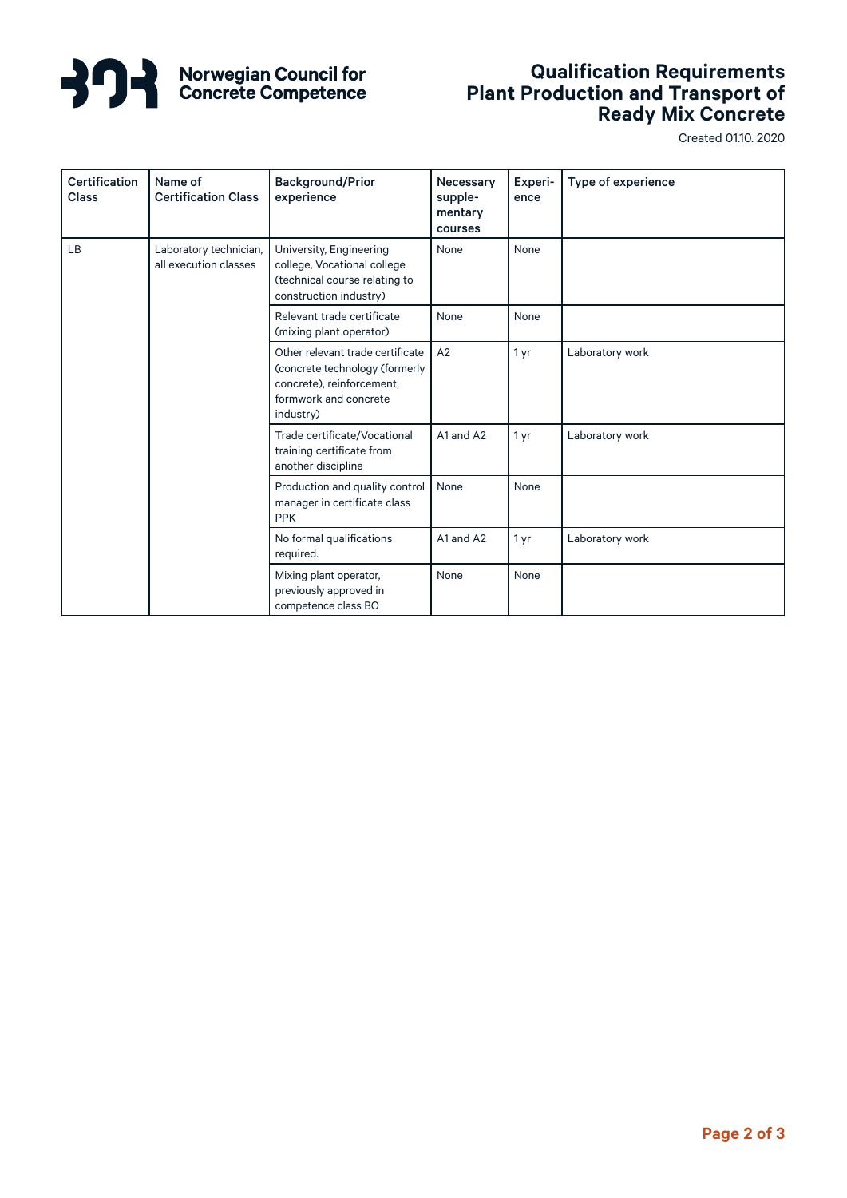| Certification Class | Name of Certification Class | Background/Prior experience | Necessary supple-mentary courses | Experi-ence | Type of experience |
|---|---|---|---|---|---|
| LB | Laboratory technician, all execution classes | University, Engineering college, Vocational college (technical course relating to construction industry) | None | None | |
| | | Relevant trade certificate (mixing plant operator) | None | None | |
| | | Other relevant trade certificate (concrete technology (formerly concrete), reinforcement, formwork and concrete industry) | A2 | 1 yr | Laboratory work |
| | | Trade certificate/Vocational training certificate from another discipline | A1 and A2 | 1 yr | Laboratory work |
| | | Production and quality control manager in certificate class PPK | None | None | |
| | | No formal qualifications required. | A1 and A2 | 1 yr | Laboratory work |
| | | Mixing plant operator, previously approved in competence class BO | None | None | |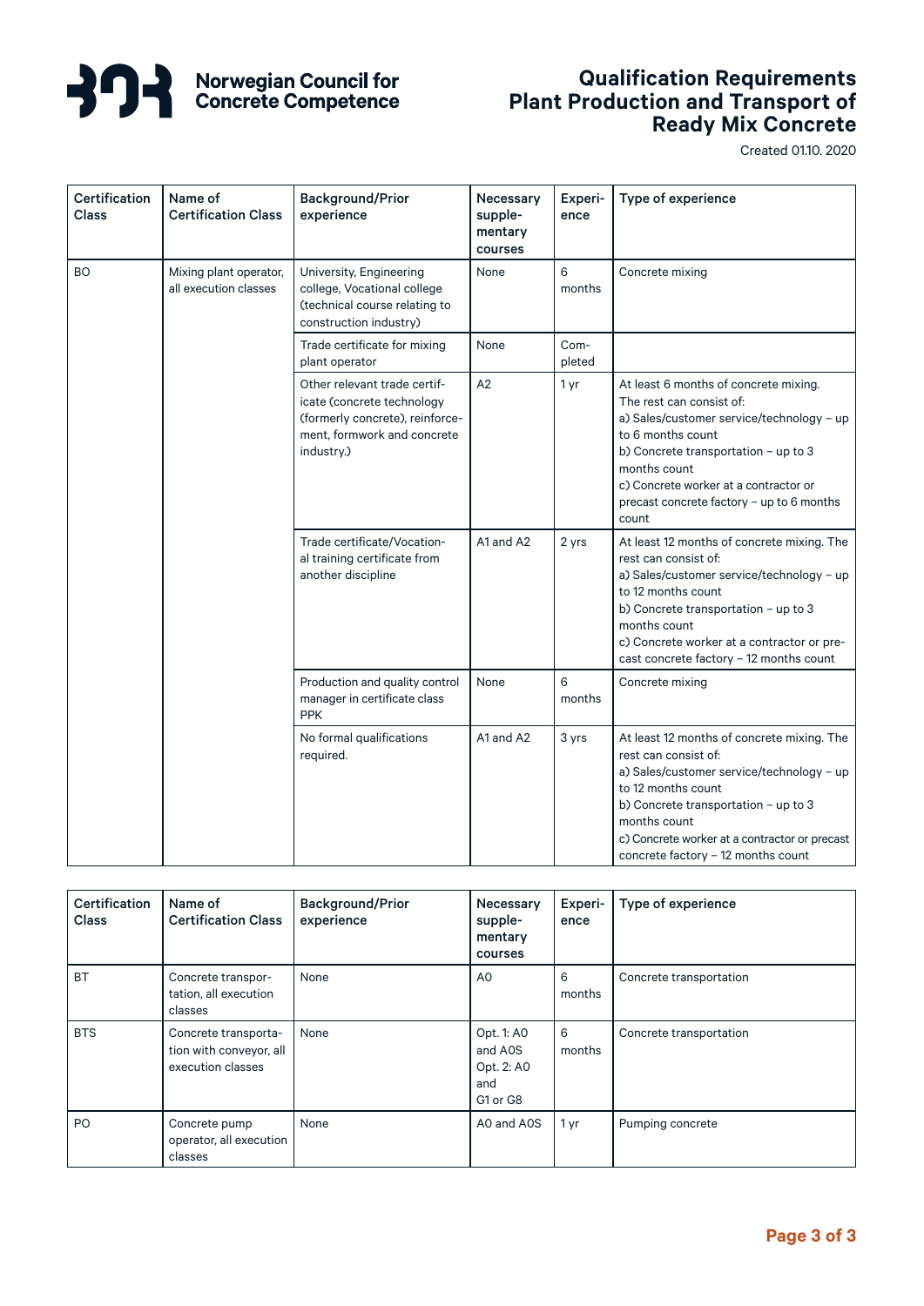# Qualification Requirements Plant Production and Transport of Ready Mix Concrete

Created 01.10. 2020

| Certification Class | Name of Certification Class | Background/Prior experience | Necessary supplementary courses | Experience | Type of experience |
|---|---|---|---|---|---|
| BO | Mixing plant operator, all execution classes | University, Engineering college, Vocational college (technical course relating to construction industry) | None | 6 months | Concrete mixing |
| | | Trade certificate for mixing plant operator | None | Completed | |
| | | Other relevant trade certificate (concrete technology (formerly concrete), reinforcement, formwork and concrete industry.) | A2 | 1 yr | At least 6 months of concrete mixing. The rest can consist of: a) Sales/customer service/technology – up to 6 months count b) Concrete transportation – up to 3 months count c) Concrete worker at a contractor or precast concrete factory – up to 6 months count |
| | | Trade certificate/Vocational training certificate from another discipline | A1 and A2 | 2 yrs | At least 12 months of concrete mixing. The rest can consist of: a) Sales/customer service/technology – up to 12 months count b) Concrete transportation – up to 3 months count c) Concrete worker at a contractor or precast concrete factory – 12 months count |
| | | Production and quality control manager in certificate class PPK | None | 6 months | Concrete mixing |
| | | No formal qualifications required. | A1 and A2 | 3 yrs | At least 12 months of concrete mixing. The rest can consist of: a) Sales/customer service/technology – up to 12 months count b) Concrete transportation – up to 3 months count c) Concrete worker at a contractor or precast concrete factory – 12 months count |

| Certification Class | Name of Certification Class | Background/Prior experience | Necessary supplementary courses | Experience | Type of experience |
|---|---|---|---|---|---|
| BT | Concrete transportation, all execution classes | None | A0 | 6 months | Concrete transportation |
| BTS | Concrete transportation with conveyor, all execution classes | None | Opt. 1: A0 and A0S Opt. 2: A0 and G1 or G8 | 6 months | Concrete transportation |
| PO | Concrete pump operator, all execution classes | None | A0 and A0S | 1 yr | Pumping concrete |